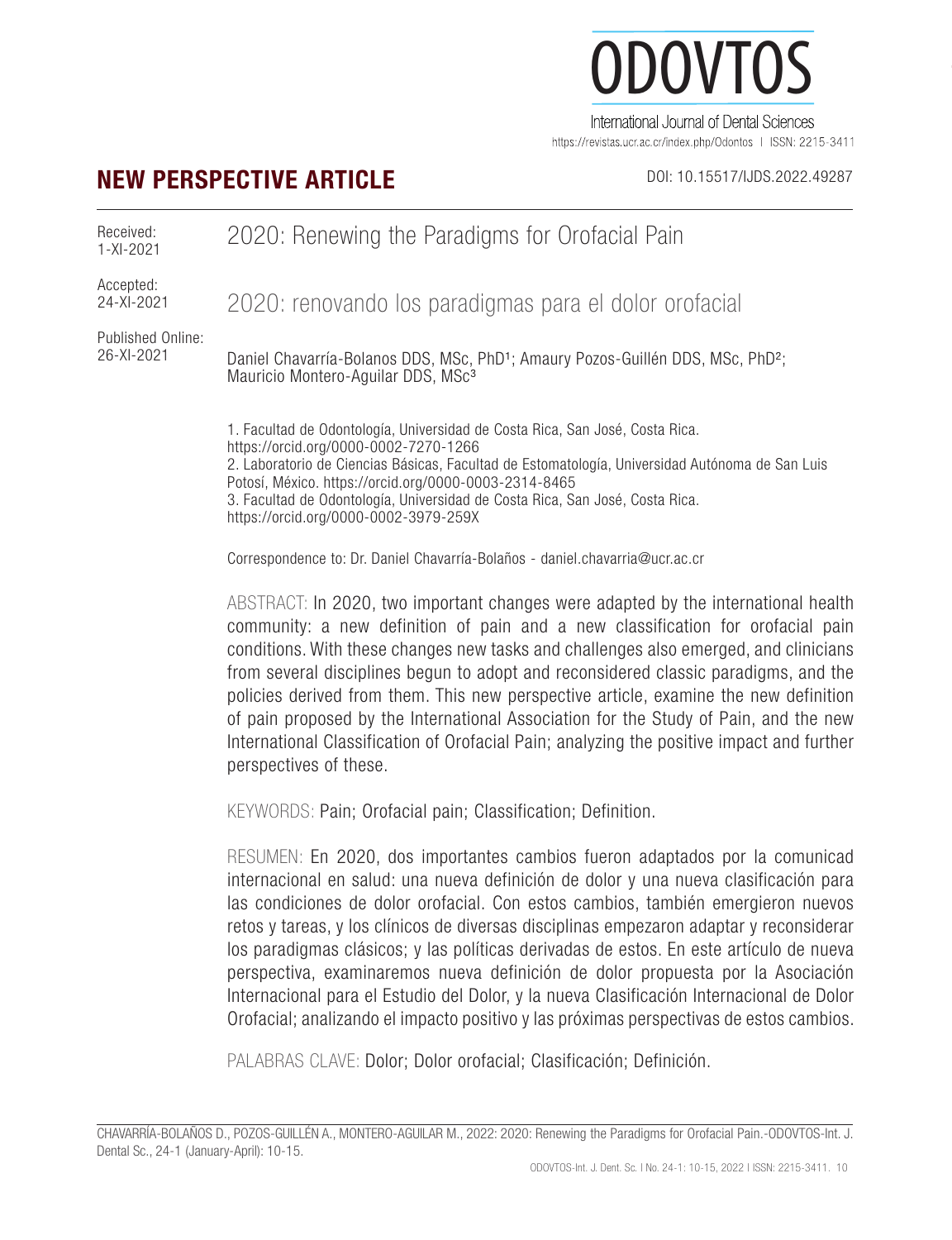NEW PERSPECTIVE ARTICLE

DOI: 10.15517/IJDS.2022.49287

Received: 1-XI-2021

Accepted: 24-XI-2021

Published Online: 26-XI-2021

# 2020: Renewing the Paradigms for Orofacial Pain

# 2020: renovando los paradigmas para el dolor orofacial

Daniel Chavarría-Bolanos DDS, MSc, PhD[1]; Amaury Pozos-Guillén DDS, MSc, PhD[2]; Mauricio Montero-Aguilar DDS, MSc[3]

1. Facultad de Odontología, Universidad de Costa Rica, San José, Costa Rica. https://orcid.org/0000-0002-7270-1266
2. Laboratorio de Ciencias Básicas, Facultad de Estomatología, Universidad Autónoma de San Luis Potosí, México. https://orcid.org/0000-0003-2314-8465
3. Facultad de Odontología, Universidad de Costa Rica, San José, Costa Rica. https://orcid.org/0000-0002-3979-259X

Correspondence to: Dr. Daniel Chavarría-Bolaños - daniel.chavarria@ucr.ac.cr

ABSTRACT: In 2020, two important changes were adapted by the international health community: a new definition of pain and a new classification for orofacial pain conditions. With these changes new tasks and challenges also emerged, and clinicians from several disciplines begun to adopt and reconsidered classic paradigms, and the policies derived from them. This new perspective article, examine the new definition of pain proposed by the International Association for the Study of Pain, and the new International Classification of Orofacial Pain; analyzing the positive impact and further perspectives of these.

KEYWORDS: Pain; Orofacial pain; Classification; Definition.

RESUMEN: En 2020, dos importantes cambios fueron adaptados por la comunicad internacional en salud: una nueva definición de dolor y una nueva clasificación para las condiciones de dolor orofacial. Con estos cambios, también emergieron nuevos retos y tareas, y los clínicos de diversas disciplinas empezaron adaptar y reconsiderar los paradigmas clásicos; y las políticas derivadas de estos. En este artículo de nueva perspectiva, examinaremos nueva definición de dolor propuesta por la Asociación Internacional para el Estudio del Dolor, y la nueva Clasificación Internacional de Dolor Orofacial; analizando el impacto positivo y las próximas perspectivas de estos cambios.

PALABRAS CLAVE: Dolor; Dolor orofacial; Clasificación; Definición.

CHAVARRÍA-BOLAÑOS D., POZOS-GUILLÉN A., MONTERO-AGUILAR M., 2022: 2020: Renewing the Paradigms for Orofacial Pain.-ODOVTOS-Int. J. Dental Sc., 24-1 (January-April): 10-15.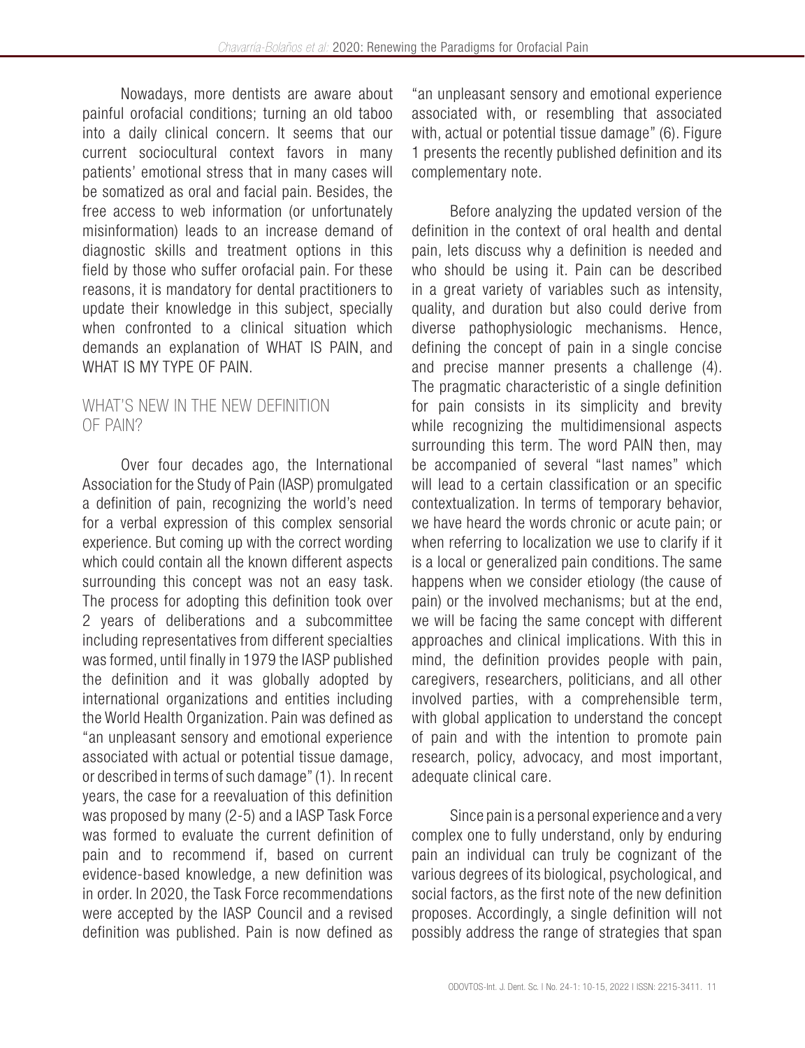Nowadays, more dentists are aware about painful orofacial conditions; turning an old taboo into a daily clinical concern. It seems that our current sociocultural context favors in many patients' emotional stress that in many cases will be somatized as oral and facial pain. Besides, the free access to web information (or unfortunately misinformation) leads to an increase demand of diagnostic skills and treatment options in this field by those who suffer orofacial pain. For these reasons, it is mandatory for dental practitioners to update their knowledge in this subject, specially when confronted to a clinical situation which demands an explanation of WHAT IS PAIN, and WHAT IS MY TYPE OF PAIN.

## WHAT'S NEW IN THE NEW DEFINITION OF PAIN?

Over four decades ago, the International Association for the Study of Pain (IASP) promulgated a definition of pain, recognizing the world's need for a verbal expression of this complex sensorial experience. But coming up with the correct wording which could contain all the known different aspects surrounding this concept was not an easy task. The process for adopting this definition took over 2 years of deliberations and a subcommittee including representatives from different specialties was formed, until finally in 1979 the IASP published the definition and it was globally adopted by international organizations and entities including the World Health Organization. Pain was defined as "an unpleasant sensory and emotional experience associated with actual or potential tissue damage, or described in terms of such damage" (1). In recent years, the case for a reevaluation of this definition was proposed by many (2-5) and a IASP Task Force was formed to evaluate the current definition of pain and to recommend if, based on current evidence-based knowledge, a new definition was in order. In 2020, the Task Force recommendations were accepted by the IASP Council and a revised definition was published. Pain is now defined as "an unpleasant sensory and emotional experience associated with, or resembling that associated with, actual or potential tissue damage" (6). Figure 1 presents the recently published definition and its complementary note.

Before analyzing the updated version of the definition in the context of oral health and dental pain, lets discuss why a definition is needed and who should be using it. Pain can be described in a great variety of variables such as intensity, quality, and duration but also could derive from diverse pathophysiologic mechanisms. Hence, defining the concept of pain in a single concise and precise manner presents a challenge (4). The pragmatic characteristic of a single definition for pain consists in its simplicity and brevity while recognizing the multidimensional aspects surrounding this term. The word PAIN then, may be accompanied of several "last names" which will lead to a certain classification or an specific contextualization. In terms of temporary behavior, we have heard the words chronic or acute pain; or when referring to localization we use to clarify if it is a local or generalized pain conditions. The same happens when we consider etiology (the cause of pain) or the involved mechanisms; but at the end, we will be facing the same concept with different approaches and clinical implications. With this in mind, the definition provides people with pain, caregivers, researchers, politicians, and all other involved parties, with a comprehensible term, with global application to understand the concept of pain and with the intention to promote pain research, policy, advocacy, and most important, adequate clinical care.

Since pain is a personal experience and a very complex one to fully understand, only by enduring pain an individual can truly be cognizant of the various degrees of its biological, psychological, and social factors, as the first note of the new definition proposes. Accordingly, a single definition will not possibly address the range of strategies that span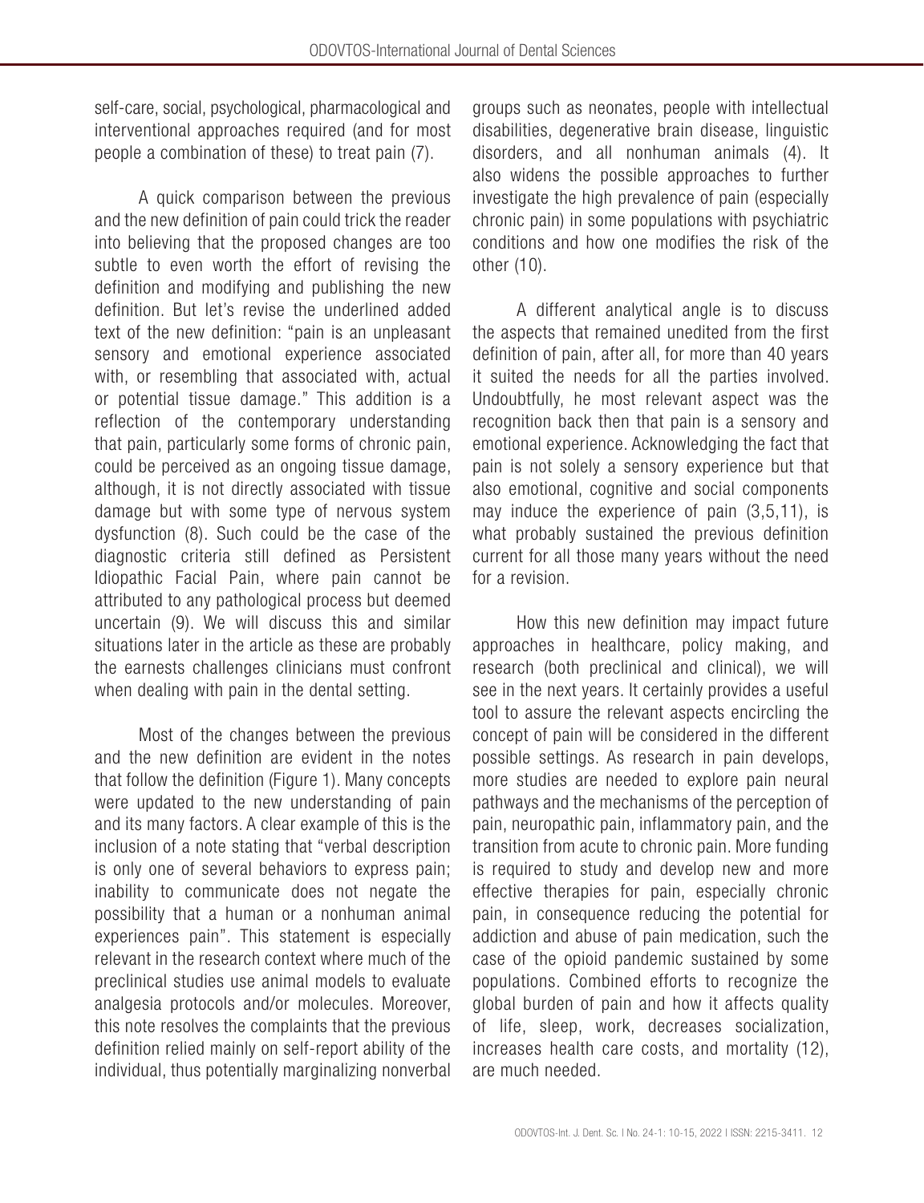self-care, social, psychological, pharmacological and interventional approaches required (and for most people a combination of these) to treat pain (7).

A quick comparison between the previous and the new definition of pain could trick the reader into believing that the proposed changes are too subtle to even worth the effort of revising the definition and modifying and publishing the new definition. But let's revise the underlined added text of the new definition: "pain is an unpleasant sensory and emotional experience associated with, or resembling that associated with, actual or potential tissue damage." This addition is a reflection of the contemporary understanding that pain, particularly some forms of chronic pain, could be perceived as an ongoing tissue damage, although, it is not directly associated with tissue damage but with some type of nervous system dysfunction (8). Such could be the case of the diagnostic criteria still defined as Persistent Idiopathic Facial Pain, where pain cannot be attributed to any pathological process but deemed uncertain (9). We will discuss this and similar situations later in the article as these are probably the earnests challenges clinicians must confront when dealing with pain in the dental setting.

Most of the changes between the previous and the new definition are evident in the notes that follow the definition (Figure 1). Many concepts were updated to the new understanding of pain and its many factors. A clear example of this is the inclusion of a note stating that "verbal description is only one of several behaviors to express pain; inability to communicate does not negate the possibility that a human or a nonhuman animal experiences pain". This statement is especially relevant in the research context where much of the preclinical studies use animal models to evaluate analgesia protocols and/or molecules. Moreover, this note resolves the complaints that the previous definition relied mainly on self-report ability of the individual, thus potentially marginalizing nonverbal groups such as neonates, people with intellectual disabilities, degenerative brain disease, linguistic disorders, and all nonhuman animals (4). It also widens the possible approaches to further investigate the high prevalence of pain (especially chronic pain) in some populations with psychiatric conditions and how one modifies the risk of the other (10).

A different analytical angle is to discuss the aspects that remained unedited from the first definition of pain, after all, for more than 40 years it suited the needs for all the parties involved. Undoubtfully, he most relevant aspect was the recognition back then that pain is a sensory and emotional experience. Acknowledging the fact that pain is not solely a sensory experience but that also emotional, cognitive and social components may induce the experience of pain (3,5,11), is what probably sustained the previous definition current for all those many years without the need for a revision.

How this new definition may impact future approaches in healthcare, policy making, and research (both preclinical and clinical), we will see in the next years. It certainly provides a useful tool to assure the relevant aspects encircling the concept of pain will be considered in the different possible settings. As research in pain develops, more studies are needed to explore pain neural pathways and the mechanisms of the perception of pain, neuropathic pain, inflammatory pain, and the transition from acute to chronic pain. More funding is required to study and develop new and more effective therapies for pain, especially chronic pain, in consequence reducing the potential for addiction and abuse of pain medication, such the case of the opioid pandemic sustained by some populations. Combined efforts to recognize the global burden of pain and how it affects quality of life, sleep, work, decreases socialization, increases health care costs, and mortality (12), are much needed.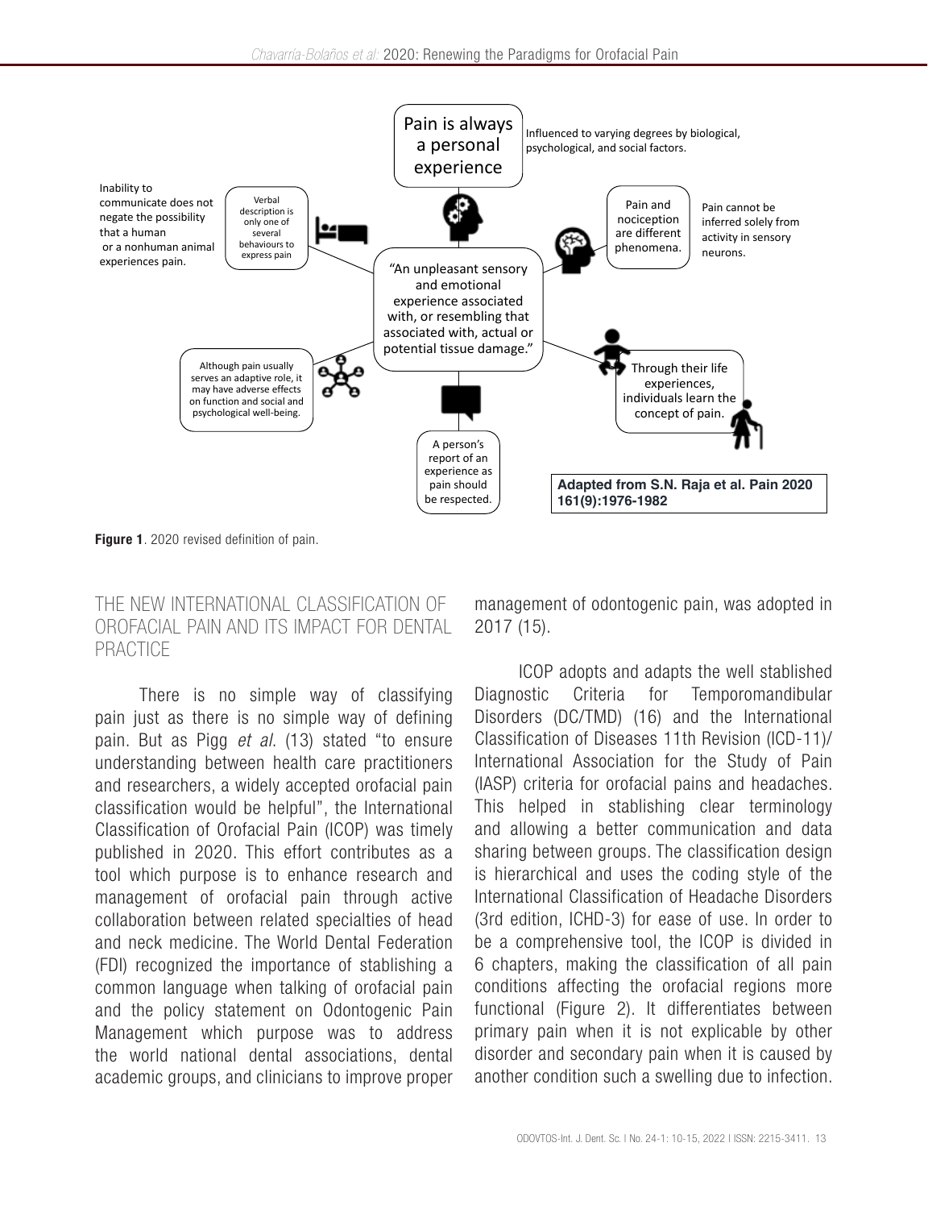Pain is always a personal experience

Influenced to varying degrees by biological, psychological, and social factors.

Inability to communicate does not negate the possibility that a human or a nonhuman animal experiences pain.

Verbal description is only one of several behaviours to express pain

Pain and nociception are different phenomena.

Pain cannot be inferred solely from activity in sensory neurons.

"An unpleasant sensory and emotional experience associated with, or resembling that associated with, actual or potential tissue damage."

Although pain usually serves an adaptive role, it may have adverse effects on function and social and psychological well-being.

Through their life experiences, individuals learn the concept of pain.

A person's report of an experience as pain should be respected.

**Adapted from S.N. Raja et al. Pain 2020 161(9):1976-1982**

**Figure 1**. 2020 revised definition of pain.

## THE NEW INTERNATIONAL CLASSIFICATION OF OROFACIAL PAIN AND ITS IMPACT FOR DENTAL PRACTICE

There is no simple way of classifying pain just as there is no simple way of defining pain. But as Pigg *et al*. (13) stated "to ensure understanding between health care practitioners and researchers, a widely accepted orofacial pain classification would be helpful", the International Classification of Orofacial Pain (ICOP) was timely published in 2020. This effort contributes as a tool which purpose is to enhance research and management of orofacial pain through active collaboration between related specialties of head and neck medicine. The World Dental Federation (FDI) recognized the importance of stablishing a common language when talking of orofacial pain and the policy statement on Odontogenic Pain Management which purpose was to address the world national dental associations, dental academic groups, and clinicians to improve proper management of odontogenic pain, was adopted in 2017 (15).

ICOP adopts and adapts the well stablished Diagnostic Criteria for Temporomandibular Disorders (DC/TMD) (16) and the International Classification of Diseases 11th Revision (ICD-11)/ International Association for the Study of Pain (IASP) criteria for orofacial pains and headaches. This helped in stablishing clear terminology and allowing a better communication and data sharing between groups. The classification design is hierarchical and uses the coding style of the International Classification of Headache Disorders (3rd edition, ICHD-3) for ease of use. In order to be a comprehensive tool, the ICOP is divided in 6 chapters, making the classification of all pain conditions affecting the orofacial regions more functional (Figure 2). It differentiates between primary pain when it is not explicable by other disorder and secondary pain when it is caused by another condition such a swelling due to infection.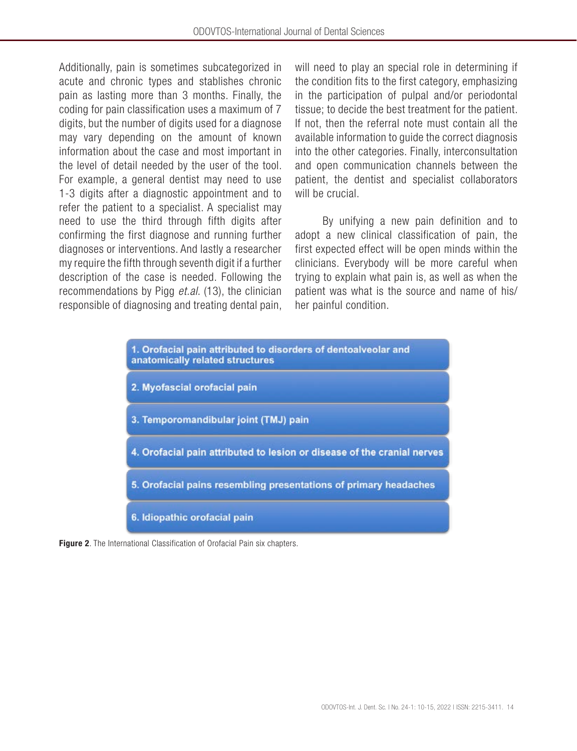Additionally, pain is sometimes subcategorized in acute and chronic types and stablishes chronic pain as lasting more than 3 months. Finally, the coding for pain classification uses a maximum of 7 digits, but the number of digits used for a diagnose may vary depending on the amount of known information about the case and most important in the level of detail needed by the user of the tool. For example, a general dentist may need to use 1-3 digits after a diagnostic appointment and to refer the patient to a specialist. A specialist may need to use the third through fifth digits after confirming the first diagnose and running further diagnoses or interventions. And lastly a researcher my require the fifth through seventh digit if a further description of the case is needed. Following the recommendations by Pigg *et.al.* (13), the clinician responsible of diagnosing and treating dental pain, will need to play an special role in determining if the condition fits to the first category, emphasizing in the participation of pulpal and/or periodontal tissue; to decide the best treatment for the patient. If not, then the referral note must contain all the available information to guide the correct diagnosis into the other categories. Finally, interconsultation and open communication channels between the patient, the dentist and specialist collaborators will be crucial.

By unifying a new pain definition and to adopt a new clinical classification of pain, the first expected effect will be open minds within the clinicians. Everybody will be more careful when trying to explain what pain is, as well as when the patient was what is the source and name of his/her painful condition.

1. Orofacial pain attributed to disorders of dentoalveolar and anatomically related structures
2. Myofascial orofacial pain
3. Temporomandibular joint (TMJ) pain
4. Orofacial pain attributed to lesion or disease of the cranial nerves
5. Orofacial pains resembling presentations of primary headaches
6. Idiopathic orofacial pain

**Figure 2**. The International Classification of Orofacial Pain six chapters.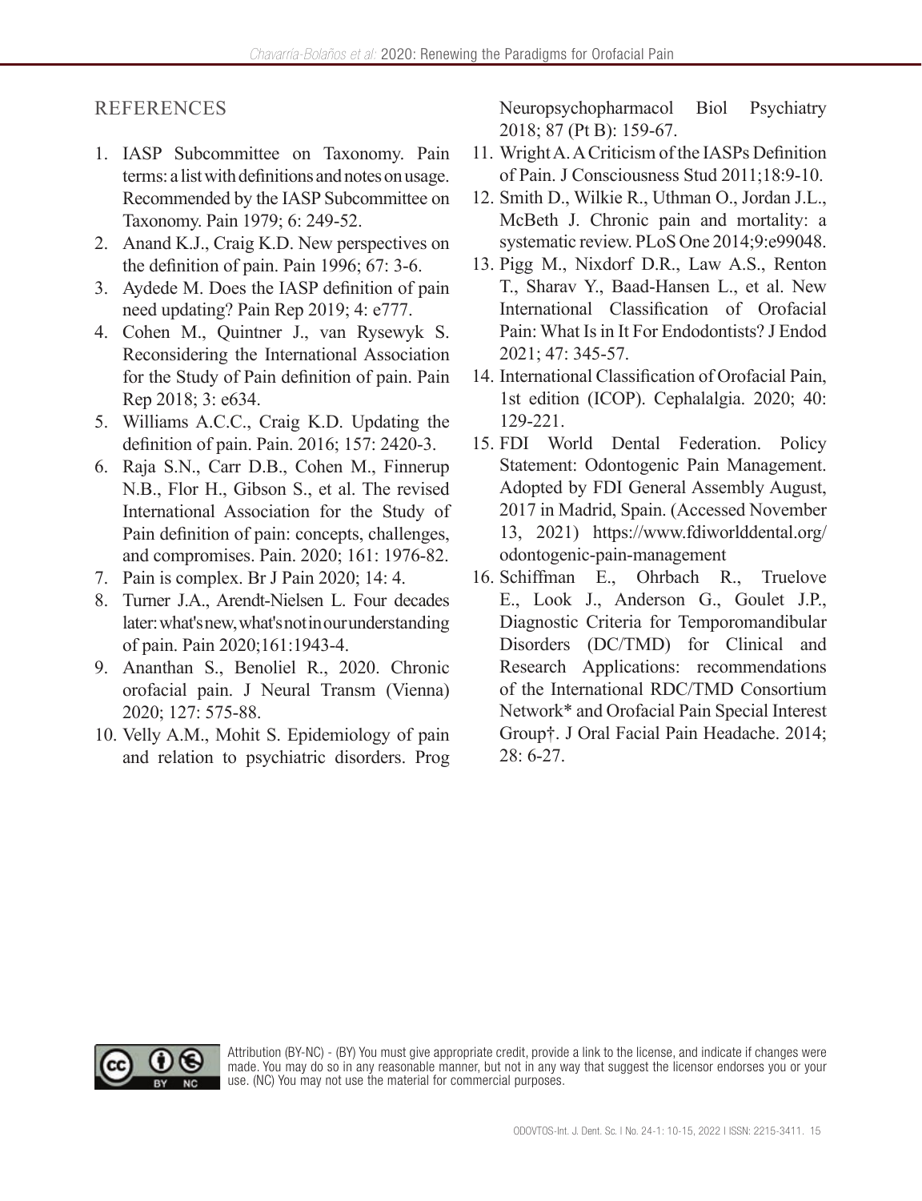## REFERENCES

1. IASP Subcommittee on Taxonomy. Pain terms: a list with definitions and notes on usage. Recommended by the IASP Subcommittee on Taxonomy. Pain 1979; 6: 249-52.
2. Anand K.J., Craig K.D. New perspectives on the definition of pain. Pain 1996; 67: 3-6.
3. Aydede M. Does the IASP definition of pain need updating? Pain Rep 2019; 4: e777.
4. Cohen M., Quintner J., van Rysewyk S. Reconsidering the International Association for the Study of Pain definition of pain. Pain Rep 2018; 3: e634.
5. Williams A.C.C., Craig K.D. Updating the definition of pain. Pain. 2016; 157: 2420-3.
6. Raja S.N., Carr D.B., Cohen M., Finnerup N.B., Flor H., Gibson S., et al. The revised International Association for the Study of Pain definition of pain: concepts, challenges, and compromises. Pain. 2020; 161: 1976-82.
7. Pain is complex. Br J Pain 2020; 14: 4.
8. Turner J.A., Arendt-Nielsen L. Four decades later: what's new, what's not in our understanding of pain. Pain 2020;161:1943-4.
9. Ananthan S., Benoliel R., 2020. Chronic orofacial pain. J Neural Transm (Vienna) 2020; 127: 575-88.
10. Velly A.M., Mohit S. Epidemiology of pain and relation to psychiatric disorders. Prog Neuropsychopharmacol Biol Psychiatry 2018; 87 (Pt B): 159-67.
11. Wright A. A Criticism of the IASPs Definition of Pain. J Consciousness Stud 2011;18:9-10.
12. Smith D., Wilkie R., Uthman O., Jordan J.L., McBeth J. Chronic pain and mortality: a systematic review. PLoS One 2014;9:e99048.
13. Pigg M., Nixdorf D.R., Law A.S., Renton T., Sharav Y., Baad-Hansen L., et al. New International Classification of Orofacial Pain: What Is in It For Endodontists? J Endod 2021; 47: 345-57.
14. International Classification of Orofacial Pain, 1st edition (ICOP). Cephalalgia. 2020; 40: 129-221.
15. FDI World Dental Federation. Policy Statement: Odontogenic Pain Management. Adopted by FDI General Assembly August, 2017 in Madrid, Spain. (Accessed November 13, 2021) https://www.fdiworlddental.org/odontogenic-pain-management
16. Schiffman E., Ohrbach R., Truelove E., Look J., Anderson G., Goulet J.P., Diagnostic Criteria for Temporomandibular Disorders (DC/TMD) for Clinical and Research Applications: recommendations of the International RDC/TMD Consortium Network* and Orofacial Pain Special Interest Group†. J Oral Facial Pain Headache. 2014; 28: 6-27.

Attribution (BY-NC) - (BY) You must give appropriate credit, provide a link to the license, and indicate if changes were made. You may do so in any reasonable manner, but not in any way that suggest the licensor endorses you or your use. (NC) You may not use the material for commercial purposes.